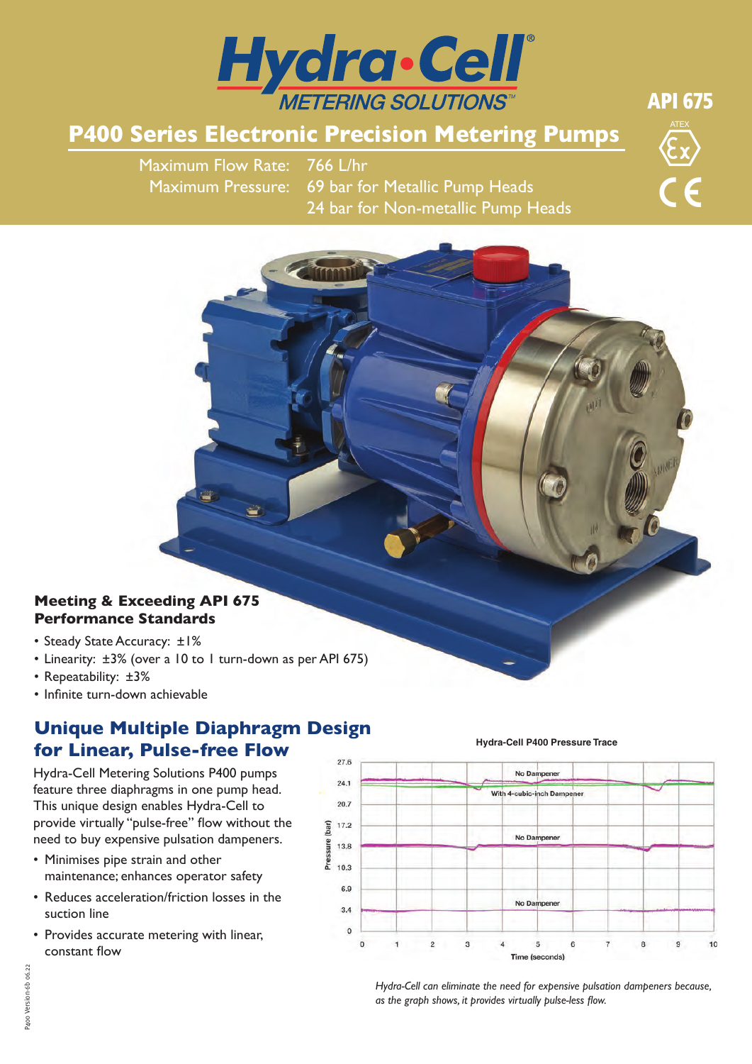# Hydra•Cell® METERING SOLUTIONS™

API 675

## P400 Series Electronic Precision Metering Pumps

Maximum Flow Rate: 766 L/hr
Maximum Pressure: 69 bar for Metallic Pump Heads
24 bar for Non-metallic Pump Heads

### Meeting & Exceeding API 675 Performance Standards

- Steady State Accuracy: ±1%
- Linearity: ±3% (over a 10 to 1 turn-down as per API 675)
- Repeatability: ±3%
- Infinite turn-down achievable

## Unique Multiple Diaphragm Design for Linear, Pulse-free Flow

Hydra-Cell Metering Solutions P400 pumps feature three diaphragms in one pump head. This unique design enables Hydra-Cell to provide virtually "pulse-free" flow without the need to buy expensive pulsation dampeners.

- Minimises pipe strain and other maintenance; enhances operator safety
- Reduces acceleration/friction losses in the suction line
- Provides accurate metering with linear, constant flow

**Hydra-Cell P400 Pressure Trace**

*Hydra-Cell can eliminate the need for expensive pulsation dampeners because, as the graph shows, it provides virtually pulse-less flow.*

P400 Version 6b 06.22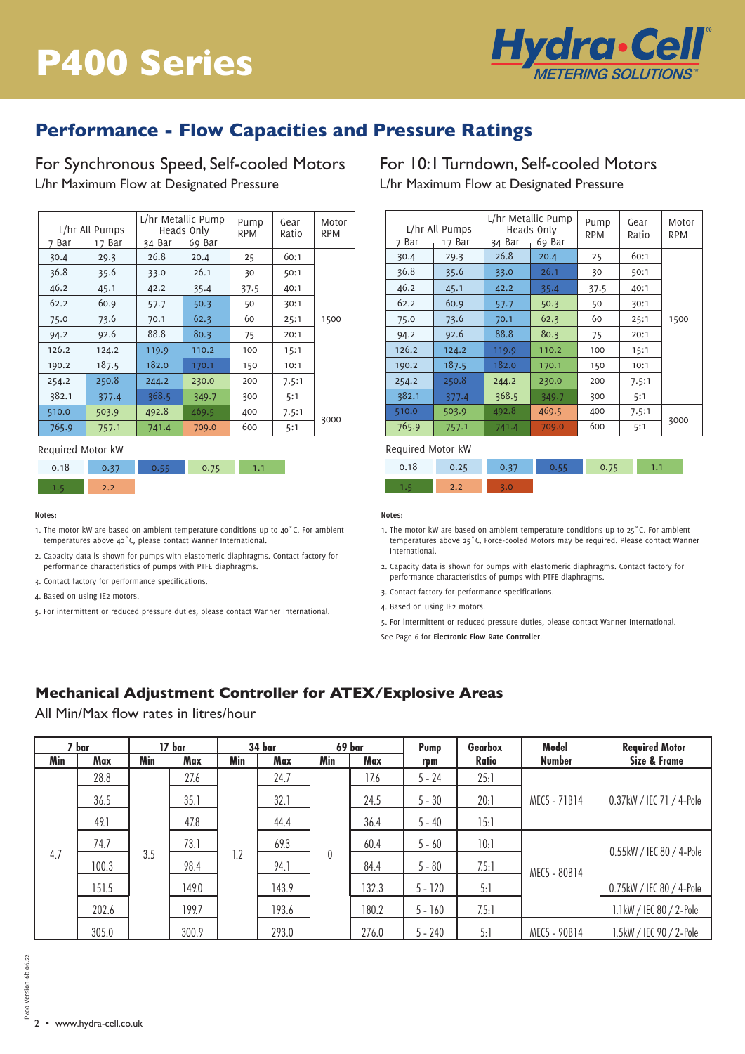# P400 Series

## Performance - Flow Capacities and Pressure Ratings

### For Synchronous Speed, Self-cooled Motors

L/hr Maximum Flow at Designated Pressure

| L/hr All Pumps | | L/hr Metallic Pump Heads Only | | Pump RPM | Gear Ratio | Motor RPM |
|---|---|---|---|---|---|---|
| 7 Bar | 17 Bar | 34 Bar | 69 Bar | | | |
| 30.4 | 29.3 | 26.8 | 20.4 | 25 | 60:1 | 1500 |
| 36.8 | 35.6 | 33.0 | 26.1 | 30 | 50:1 | |
| 46.2 | 45.1 | 42.2 | 35.4 | 37.5 | 40:1 | |
| 62.2 | 60.9 | 57.7 | 50.3 | 50 | 30:1 | |
| 75.0 | 73.6 | 70.1 | 62.3 | 60 | 25:1 | |
| 94.2 | 92.6 | 88.8 | 80.3 | 75 | 20:1 | |
| 126.2 | 124.2 | 119.9 | 110.2 | 100 | 15:1 | |
| 190.2 | 187.5 | 182.0 | 170.1 | 150 | 10:1 | |
| 254.2 | 250.8 | 244.2 | 230.0 | 200 | 7.5:1 | |
| 382.1 | 377.4 | 368.5 | 349.7 | 300 | 5:1 | |
| 510.0 | 503.9 | 492.8 | 469.5 | 400 | 7.5:1 | 3000 |
| 765.9 | 757.1 | 741.4 | 709.0 | 600 | 5:1 | |

Required Motor kW

0.18 | 0.37 | 0.55 | 0.75 | 1.1 | 1.5 | 2.2

**Notes:**

1. The motor kW are based on ambient temperature conditions up to 40˚C. For ambient temperatures above 40˚C, please contact Wanner International.
2. Capacity data is shown for pumps with elastomeric diaphragms. Contact factory for performance characteristics of pumps with PTFE diaphragms.
3. Contact factory for performance specifications.
4. Based on using IE2 motors.
5. For intermittent or reduced pressure duties, please contact Wanner International.

### For 10:1 Turndown, Self-cooled Motors

L/hr Maximum Flow at Designated Pressure

| L/hr All Pumps | | L/hr Metallic Pump Heads Only | | Pump RPM | Gear Ratio | Motor RPM |
|---|---|---|---|---|---|---|
| 7 Bar | 17 Bar | 34 Bar | 69 Bar | | | |
| 30.4 | 29.3 | 26.8 | 20.4 | 25 | 60:1 | 1500 |
| 36.8 | 35.6 | 33.0 | 26.1 | 30 | 50:1 | |
| 46.2 | 45.1 | 42.2 | 35.4 | 37.5 | 40:1 | |
| 62.2 | 60.9 | 57.7 | 50.3 | 50 | 30:1 | |
| 75.0 | 73.6 | 70.1 | 62.3 | 60 | 25:1 | |
| 94.2 | 92.6 | 88.8 | 80.3 | 75 | 20:1 | |
| 126.2 | 124.2 | 119.9 | 110.2 | 100 | 15:1 | |
| 190.2 | 187.5 | 182.0 | 170.1 | 150 | 10:1 | |
| 254.2 | 250.8 | 244.2 | 230.0 | 200 | 7.5:1 | |
| 382.1 | 377.4 | 368.5 | 349.7 | 300 | 5:1 | |
| 510.0 | 503.9 | 492.8 | 469.5 | 400 | 7.5:1 | 3000 |
| 765.9 | 757.1 | 741.4 | 709.0 | 600 | 5:1 | |

Required Motor kW

0.18 | 0.25 | 0.37 | 0.55 | 0.75 | 1.1 | 1.5 | 2.2 | 3.0

**Notes:**

1. The motor kW are based on ambient temperature conditions up to 25˚C. For ambient temperatures above 25˚C, Force-cooled Motors may be required. Please contact Wanner International.
2. Capacity data is shown for pumps with elastomeric diaphragms. Contact factory for performance characteristics of pumps with PTFE diaphragms.
3. Contact factory for performance specifications.
4. Based on using IE2 motors.
5. For intermittent or reduced pressure duties, please contact Wanner International.

See Page 6 for **Electronic Flow Rate Controller**.

## Mechanical Adjustment Controller for ATEX/Explosive Areas

All Min/Max flow rates in litres/hour

| 7 bar | | 17 bar | | 34 bar | | 69 bar | | Pump | Gearbox | Model | Required Motor |
|---|---|---|---|---|---|---|---|---|---|---|---|
| Min | Max | Min | Max | Min | Max | Min | Max | rpm | Ratio | Number | Size & Frame |
| 4.7 | 28.8 | 3.5 | 27.6 | 1.2 | 24.7 | 0 | 17.6 | 5 - 24 | 25:1 | MEC5 - 71B14 | 0.37kW / IEC 71 / 4-Pole |
| | 36.5 | | 35.1 | | 32.1 | | 24.5 | 5 - 30 | 20:1 | | |
| | 49.1 | | 47.8 | | 44.4 | | 36.4 | 5 - 40 | 15:1 | | |
| | 74.7 | | 73.1 | | 69.3 | | 60.4 | 5 - 60 | 10:1 | MEC5 - 80B14 | 0.55kW / IEC 80 / 4-Pole |
| | 100.3 | | 98.4 | | 94.1 | | 84.4 | 5 - 80 | 7.5:1 | | |
| | 151.5 | | 149.0 | | 143.9 | | 132.3 | 5 - 120 | 5:1 | | 0.75kW / IEC 80 / 4-Pole |
| | 202.6 | | 199.7 | | 193.6 | | 180.2 | 5 - 160 | 7.5:1 | | 1.1kW / IEC 80 / 2-Pole |
| | 305.0 | | 300.9 | | 293.0 | | 276.0 | 5 - 240 | 5:1 | MEC5 - 90B14 | 1.5kW / IEC 90 / 2-Pole |

P400 Version-6b 06.22

www.hydra-cell.co.uk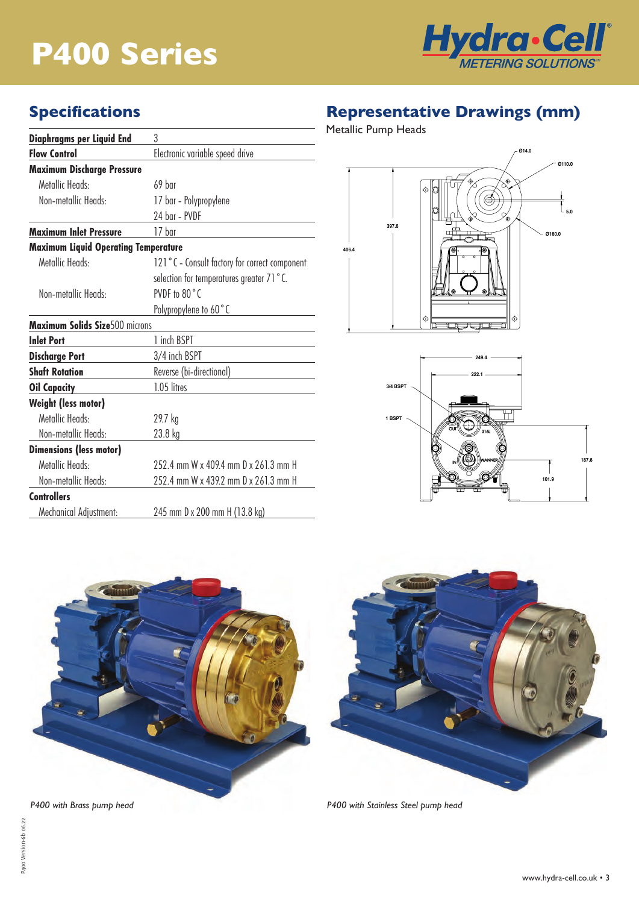# P400 Series

## Specifications

| | |
|---|---|
| **Diaphragms per Liquid End** | 3 |
| **Flow Control** | Electronic variable speed drive |
| **Maximum Discharge Pressure** | |
| Metallic Heads: | 69 bar |
| Non-metallic Heads: | 17 bar - Polypropylene |
| | 24 bar - PVDF |
| **Maximum Inlet Pressure** | 17 bar |
| **Maximum Liquid Operating Temperature** | |
| Metallic Heads: | 121 °C - Consult factory for correct component selection for temperatures greater 71 °C. |
| Non-metallic Heads: | PVDF to 80 °C |
| | Polypropylene to 60 °C |
| **Maximum Solids Size** | 500 microns |
| **Inlet Port** | 1 inch BSPT |
| **Discharge Port** | 3/4 inch BSPT |
| **Shaft Rotation** | Reverse (bi-directional) |
| **Oil Capacity** | 1.05 litres |
| **Weight (less motor)** | |
| Metallic Heads: | 29.7 kg |
| Non-metallic Heads: | 23.8 kg |
| **Dimensions (less motor)** | |
| Metallic Heads: | 252.4 mm W x 409.4 mm D x 261.3 mm H |
| Non-metallic Heads: | 252.4 mm W x 439.2 mm D x 261.3 mm H |
| **Controllers** | |
| Mechanical Adjustment: | 245 mm D x 200 mm H (13.8 kg) |

## Representative Drawings (mm)

Metallic Pump Heads

*P400 with Brass pump head*

*P400 with Stainless Steel pump head*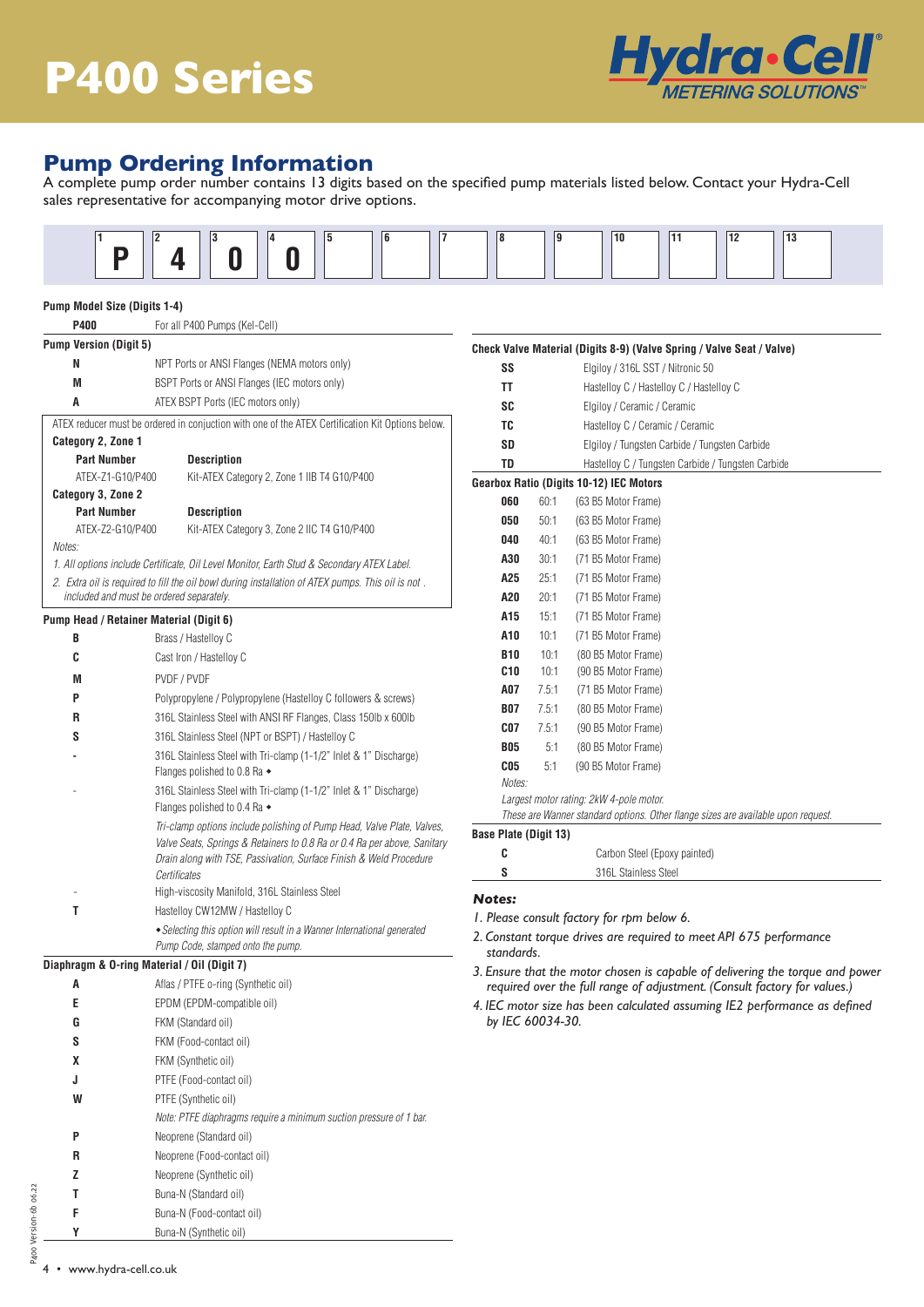# P400 Series

## Pump Ordering Information

A complete pump order number contains 13 digits based on the specified pump materials listed below. Contact your Hydra-Cell sales representative for accompanying motor drive options.

| 1 | 2 | 3 | 4 | 5 | 6 | 7 | 8 | 9 | 10 | 11 | 12 | 13 |
|---|---|---|---|---|---|---|---|---|---|---|---|---|
| P | 4 | 0 | 0 | | | | | | | | | |

**Pump Model Size (Digits 1-4)**

| | |
|---|---|
| **P400** | For all P400 Pumps (Kel-Cell) |

**Pump Version (Digit 5)**

| | |
|---|---|
| **N** | NPT Ports or ANSI Flanges (NEMA motors only) |
| **M** | BSPT Ports or ANSI Flanges (IEC motors only) |
| **A** | ATEX BSPT Ports (IEC motors only) |

ATEX reducer must be ordered in conjuction with one of the ATEX Certification Kit Options below.

**Category 2, Zone 1**

| Part Number | Description |
|---|---|
| ATEX-Z1-G10/P400 | Kit-ATEX Category 2, Zone 1 IIB T4 G10/P400 |

**Category 3, Zone 2**

| Part Number | Description |
|---|---|
| ATEX-Z2-G10/P400 | Kit-ATEX Category 3, Zone 2 IIC T4 G10/P400 |

*Notes:*

*1. All options include Certificate, Oil Level Monitor, Earth Stud & Secondary ATEX Label.*

*2. Extra oil is required to fill the oil bowl during installation of ATEX pumps. This oil is not . included and must be ordered separately.*

**Pump Head / Retainer Material (Digit 6)**

| | |
|---|---|
| **B** | Brass / Hastelloy C |
| **C** | Cast Iron / Hastelloy C |
| **M** | PVDF / PVDF |
| **P** | Polypropylene / Polypropylene (Hastelloy C followers & screws) |
| **R** | 316L Stainless Steel with ANSI RF Flanges, Class 150lb x 600lb |
| **S** | 316L Stainless Steel (NPT or BSPT) / Hastelloy C |
| **-** | 316L Stainless Steel with Tri-clamp (1-1/2" Inlet & 1" Discharge) Flanges polished to 0.8 Ra ◆ |
| - | 316L Stainless Steel with Tri-clamp (1-1/2" Inlet & 1" Discharge) Flanges polished to 0.4 Ra ◆ |
| | *Tri-clamp options include polishing of Pump Head, Valve Plate, Valves, Valve Seats, Springs & Retainers to 0.8 Ra or 0.4 Ra per above, Sanitary Drain along with TSE, Passivation, Surface Finish & Weld Procedure Certificates* |
| - | High-viscosity Manifold, 316L Stainless Steel |
| **T** | Hastelloy CW12MW / Hastelloy C |
| | *◆Selecting this option will result in a Wanner International generated Pump Code, stamped onto the pump.* |

**Diaphragm & O-ring Material / Oil (Digit 7)**

| | |
|---|---|
| **A** | Aflas / PTFE o-ring (Synthetic oil) |
| **E** | EPDM (EPDM-compatible oil) |
| **G** | FKM (Standard oil) |
| **S** | FKM (Food-contact oil) |
| **X** | FKM (Synthetic oil) |
| **J** | PTFE (Food-contact oil) |
| **W** | PTFE (Synthetic oil) |
| | *Note: PTFE diaphragms require a minimum suction pressure of 1 bar.* |
| **P** | Neoprene (Standard oil) |
| **R** | Neoprene (Food-contact oil) |
| **Z** | Neoprene (Synthetic oil) |
| **T** | Buna-N (Standard oil) |
| **F** | Buna-N (Food-contact oil) |
| **Y** | Buna-N (Synthetic oil) |

**Check Valve Material (Digits 8-9) (Valve Spring / Valve Seat / Valve)**

| | |
|---|---|
| **SS** | Elgiloy / 316L SST / Nitronic 50 |
| **TT** | Hastelloy C / Hastelloy C / Hastelloy C |
| **SC** | Elgiloy / Ceramic / Ceramic |
| **TC** | Hastelloy C / Ceramic / Ceramic |
| **SD** | Elgiloy / Tungsten Carbide / Tungsten Carbide |
| **TD** | Hastelloy C / Tungsten Carbide / Tungsten Carbide |

**Gearbox Ratio (Digits 10-12) IEC Motors**

| | | |
|---|---|---|
| **060** | 60:1 | (63 B5 Motor Frame) |
| **050** | 50:1 | (63 B5 Motor Frame) |
| **040** | 40:1 | (63 B5 Motor Frame) |
| **A30** | 30:1 | (71 B5 Motor Frame) |
| **A25** | 25:1 | (71 B5 Motor Frame) |
| **A20** | 20:1 | (71 B5 Motor Frame) |
| **A15** | 15:1 | (71 B5 Motor Frame) |
| **A10** | 10:1 | (71 B5 Motor Frame) |
| **B10** | 10:1 | (80 B5 Motor Frame) |
| **C10** | 10:1 | (90 B5 Motor Frame) |
| **A07** | 7.5:1 | (71 B5 Motor Frame) |
| **B07** | 7.5:1 | (80 B5 Motor Frame) |
| **C07** | 7.5:1 | (90 B5 Motor Frame) |
| **B05** | 5:1 | (80 B5 Motor Frame) |
| **C05** | 5:1 | (90 B5 Motor Frame) |

*Notes:*

*Largest motor rating: 2kW 4-pole motor.*

*These are Wanner standard options. Other flange sizes are available upon request.*

**Base Plate (Digit 13)**

| | |
|---|---|
| **C** | Carbon Steel (Epoxy painted) |
| **S** | 316L Stainless Steel |

***Notes:***

*1. Please consult factory for rpm below 6.*

*2. Constant torque drives are required to meet API 675 performance standards.*

*3. Ensure that the motor chosen is capable of delivering the torque and power required over the full range of adjustment. (Consult factory for values.)*

*4. IEC motor size has been calculated assuming IE2 performance as defined by IEC 60034-30.*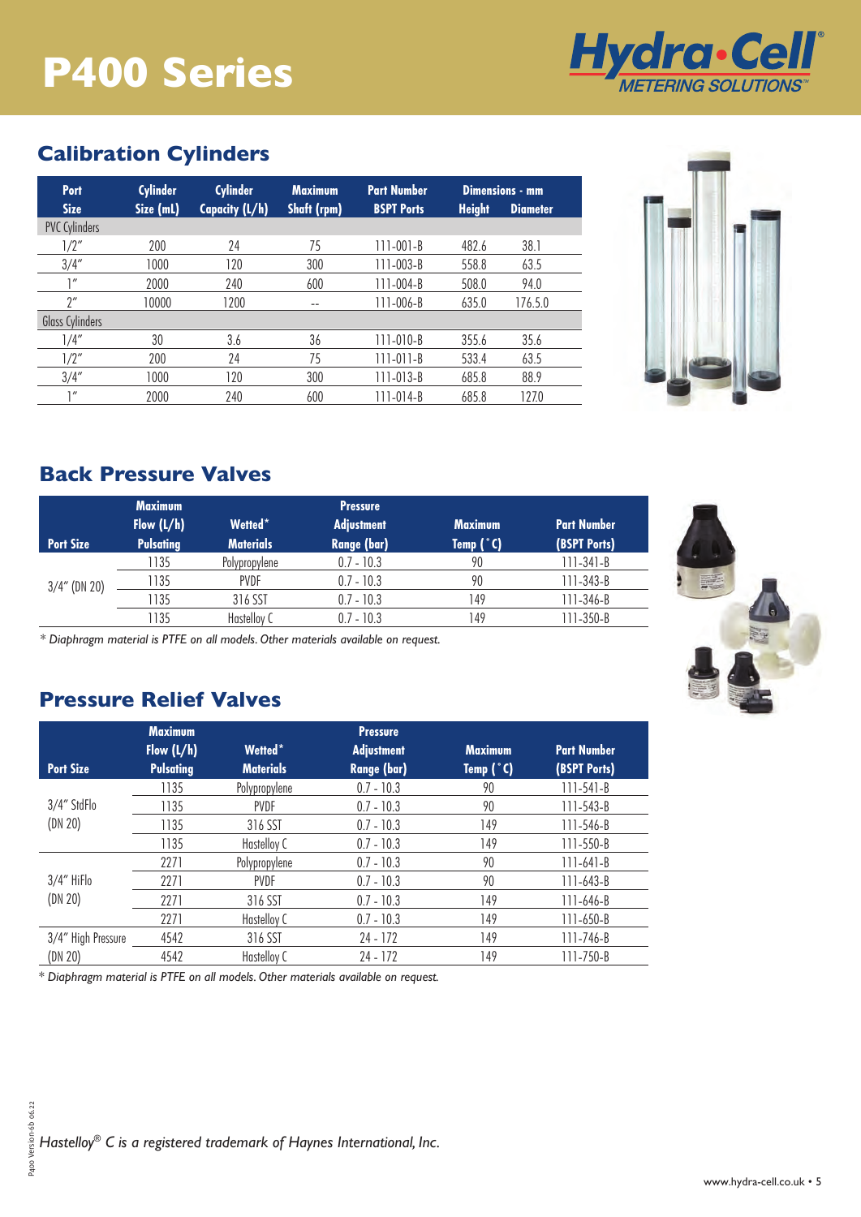# P400 Series

## Calibration Cylinders

| Port Size | Cylinder Size (mL) | Cylinder Capacity (L/h) | Maximum Shaft (rpm) | Part Number BSPT Ports | Dimensions - mm Height | Diameter |
|---|---|---|---|---|---|---|
| PVC Cylinders | | | | | | |
| 1/2" | 200 | 24 | 75 | 111-001-B | 482.6 | 38.1 |
| 3/4" | 1000 | 120 | 300 | 111-003-B | 558.8 | 63.5 |
| 1" | 2000 | 240 | 600 | 111-004-B | 508.0 | 94.0 |
| 2" | 10000 | 1200 | -- | 111-006-B | 635.0 | 176.5.0 |
| Glass Cylinders | | | | | | |
| 1/4" | 30 | 3.6 | 36 | 111-010-B | 355.6 | 35.6 |
| 1/2" | 200 | 24 | 75 | 111-011-B | 533.4 | 63.5 |
| 3/4" | 1000 | 120 | 300 | 111-013-B | 685.8 | 88.9 |
| 1" | 2000 | 240 | 600 | 111-014-B | 685.8 | 127.0 |

## Back Pressure Valves

| Port Size | Maximum Flow (L/h) Pulsating | Wetted* Materials | Pressure Adjustment Range (bar) | Maximum Temp (°C) | Part Number (BSPT Ports) |
|---|---|---|---|---|---|
| 3/4" (DN 20) | 1135 | Polypropylene | 0.7 - 10.3 | 90 | 111-341-B |
| | 1135 | PVDF | 0.7 - 10.3 | 90 | 111-343-B |
| | 1135 | 316 SST | 0.7 - 10.3 | 149 | 111-346-B |
| | 1135 | Hastelloy C | 0.7 - 10.3 | 149 | 111-350-B |

*\* Diaphragm material is PTFE on all models. Other materials available on request.*

## Pressure Relief Valves

| Port Size | Maximum Flow (L/h) Pulsating | Wetted* Materials | Pressure Adjustment Range (bar) | Maximum Temp (°C) | Part Number (BSPT Ports) |
|---|---|---|---|---|---|
| 3/4" StdFlo (DN 20) | 1135 | Polypropylene | 0.7 - 10.3 | 90 | 111-541-B |
| | 1135 | PVDF | 0.7 - 10.3 | 90 | 111-543-B |
| | 1135 | 316 SST | 0.7 - 10.3 | 149 | 111-546-B |
| | 1135 | Hastelloy C | 0.7 - 10.3 | 149 | 111-550-B |
| 3/4" HiFlo (DN 20) | 2271 | Polypropylene | 0.7 - 10.3 | 90 | 111-641-B |
| | 2271 | PVDF | 0.7 - 10.3 | 90 | 111-643-B |
| | 2271 | 316 SST | 0.7 - 10.3 | 149 | 111-646-B |
| | 2271 | Hastelloy C | 0.7 - 10.3 | 149 | 111-650-B |
| 3/4" High Pressure (DN 20) | 4542 | 316 SST | 24 - 172 | 149 | 111-746-B |
| | 4542 | Hastelloy C | 24 - 172 | 149 | 111-750-B |

*\* Diaphragm material is PTFE on all models. Other materials available on request.*

*Hastelloy® C is a registered trademark of Haynes International, Inc.*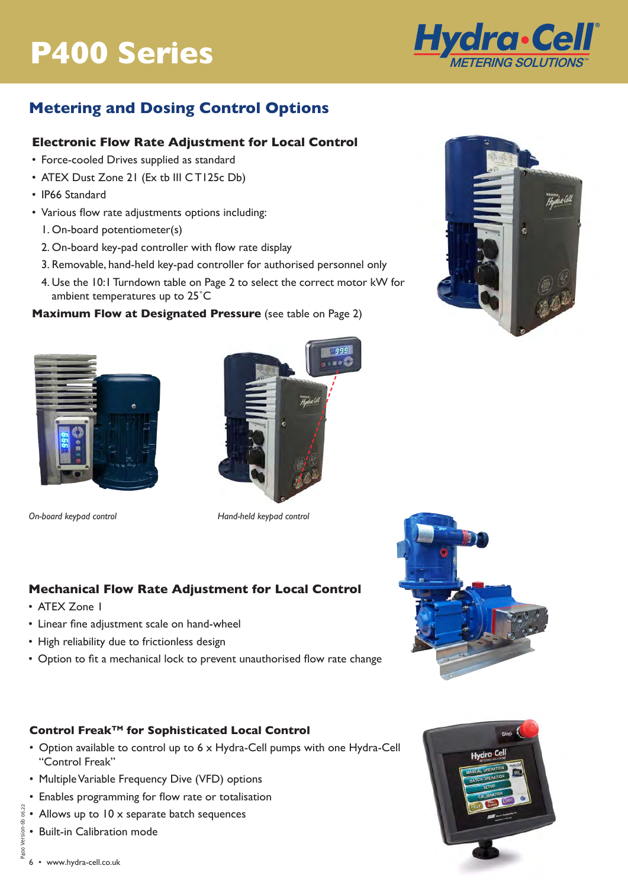# P400 Series

## Metering and Dosing Control Options

### Electronic Flow Rate Adjustment for Local Control

- Force-cooled Drives supplied as standard
- ATEX Dust Zone 21 (Ex tb III C T125c Db)
- IP66 Standard
- Various flow rate adjustments options including:
  1. On-board potentiometer(s)
  2. On-board key-pad controller with flow rate display
  3. Removable, hand-held key-pad controller for authorised personnel only
  4. Use the 10:1 Turndown table on Page 2 to select the correct motor kW for ambient temperatures up to 25˚C

**Maximum Flow at Designated Pressure** (see table on Page 2)

*On-board keypad control*

*Hand-held keypad control*

### Mechanical Flow Rate Adjustment for Local Control

- ATEX Zone 1
- Linear fine adjustment scale on hand-wheel
- High reliability due to frictionless design
- Option to fit a mechanical lock to prevent unauthorised flow rate change

### Control Freak™ for Sophisticated Local Control

- Option available to control up to 6 x Hydra-Cell pumps with one Hydra-Cell "Control Freak"
- Multiple Variable Frequency Dive (VFD) options
- Enables programming for flow rate or totalisation
- Allows up to 10 x separate batch sequences
- Built-in Calibration mode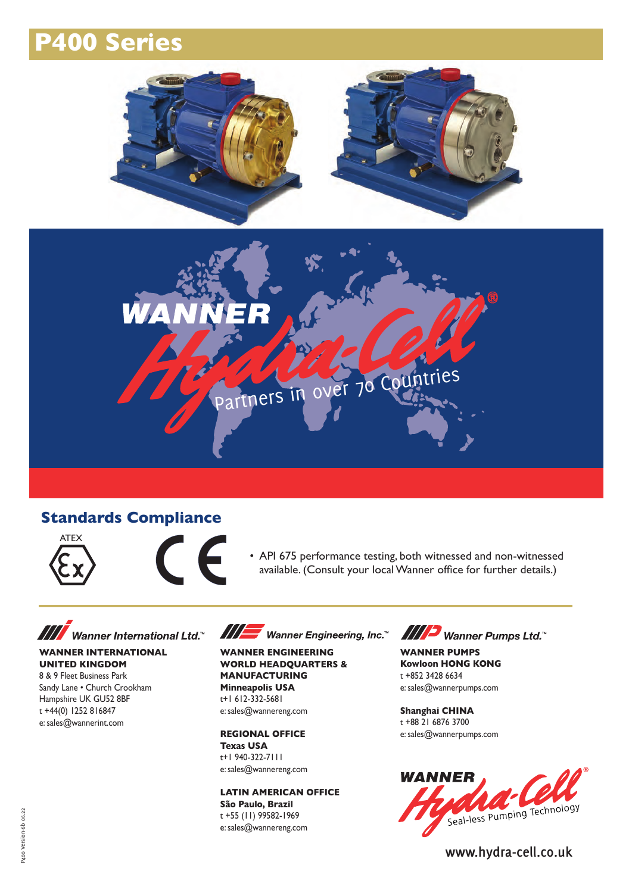# P400 Series

WANNER Hydra-Cell®

Partners in over 70 Countries

## Standards Compliance

ATEX

- API 675 performance testing, both witnessed and non-witnessed available. (Consult your local Wanner office for further details.)

Wanner International Ltd.™

**WANNER INTERNATIONAL UNITED KINGDOM**
8 & 9 Fleet Business Park
Sandy Lane • Church Crookham
Hampshire UK GU52 8BF
t +44(0) 1252 816847
e: sales@wannerint.com

Wanner Engineering, Inc.™

**WANNER ENGINEERING WORLD HEADQUARTERS & MANUFACTURING**
**Minneapolis USA**
t+1 612-332-5681
e: sales@wannereng.com

**REGIONAL OFFICE**
**Texas USA**
t+1 940-322-7111
e: sales@wannereng.com

**LATIN AMERICAN OFFICE**
**São Paulo, Brazil**
t +55 (11) 99582-1969
e: sales@wannereng.com

Wanner Pumps Ltd.™

**WANNER PUMPS**
**Kowloon HONG KONG**
t +852 3428 6634
e: sales@wannerpumps.com

**Shanghai CHINA**
t +88 21 6876 3700
e: sales@wannerpumps.com

WANNER Hydra-Cell® Seal-less Pumping Technology

www.hydra-cell.co.uk

P400 Version-6b 06.22